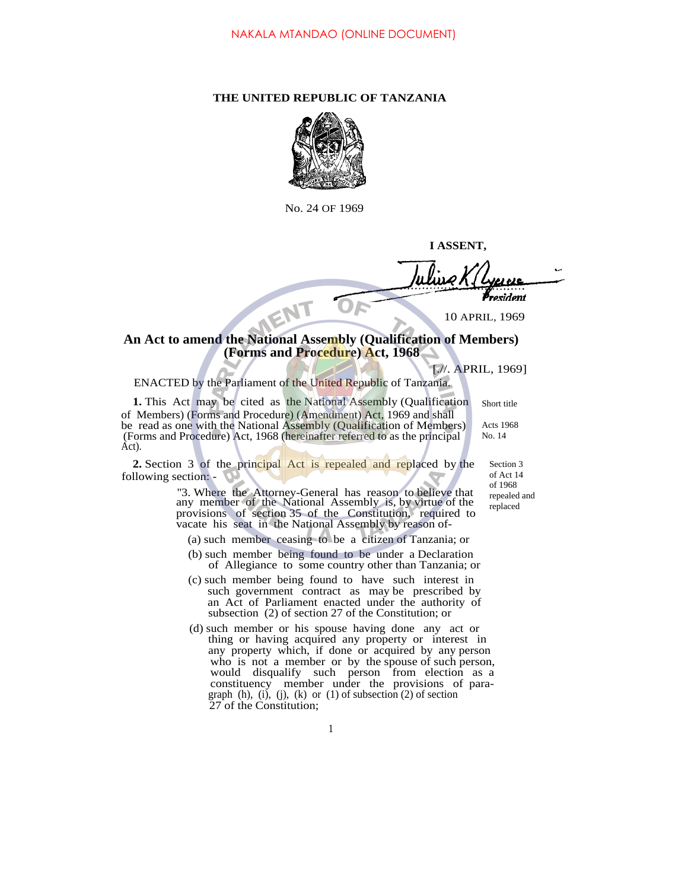NAKALA MTANDAO (ONLINE DOCUMENT)

**THE UNITED REPUBLIC OF TANZANIA**

No. 24 OF 1969

**I ASSENT,**

Julius K. Nyerere
*President*

10 APRIL, 1969

## An Act to amend the National Assembly (Qualification of Members) (Forms and Procedure) Act, 1968

[.//. APRIL, 1969]

ENACTED by the Parliament of the United Republic of Tanzania.

Short title

Acts 1968 No. 14

**1.** This Act may be cited as the National Assembly (Qualification of Members) (Forms and Procedure) (Amendment) Act, 1969 and shall be read as one with the National Assembly (Qualification of Members) (Forms and Procedure) Act, 1968 (hereinafter referred to as the principal Act).

Section 3 of Act 14 of 1968 repealed and replaced

**2.** Section 3 of the principal Act is repealed and replaced by the following section: -

"3. Where the Attorney-General has reason to believe that any member of the National Assembly is, by virtue of the provisions of section 35 of the Constitution, required to vacate his seat in the National Assembly by reason of-

(a) such member ceasing to be a citizen of Tanzania; or

(b) such member being found to be under a Declaration of Allegiance to some country other than Tanzania; or

(c) such member being found to have such interest in such government contract as may be prescribed by an Act of Parliament enacted under the authority of subsection (2) of section 27 of the Constitution; or

(d) such member or his spouse having done any act or thing or having acquired any property or interest in any property which, if done or acquired by any person who is not a member or by the spouse of such person, would disqualify such person from election as a constituency member under the provisions of paragraph (h), (i), (j), (k) or (1) of subsection (2) of section 27 of the Constitution;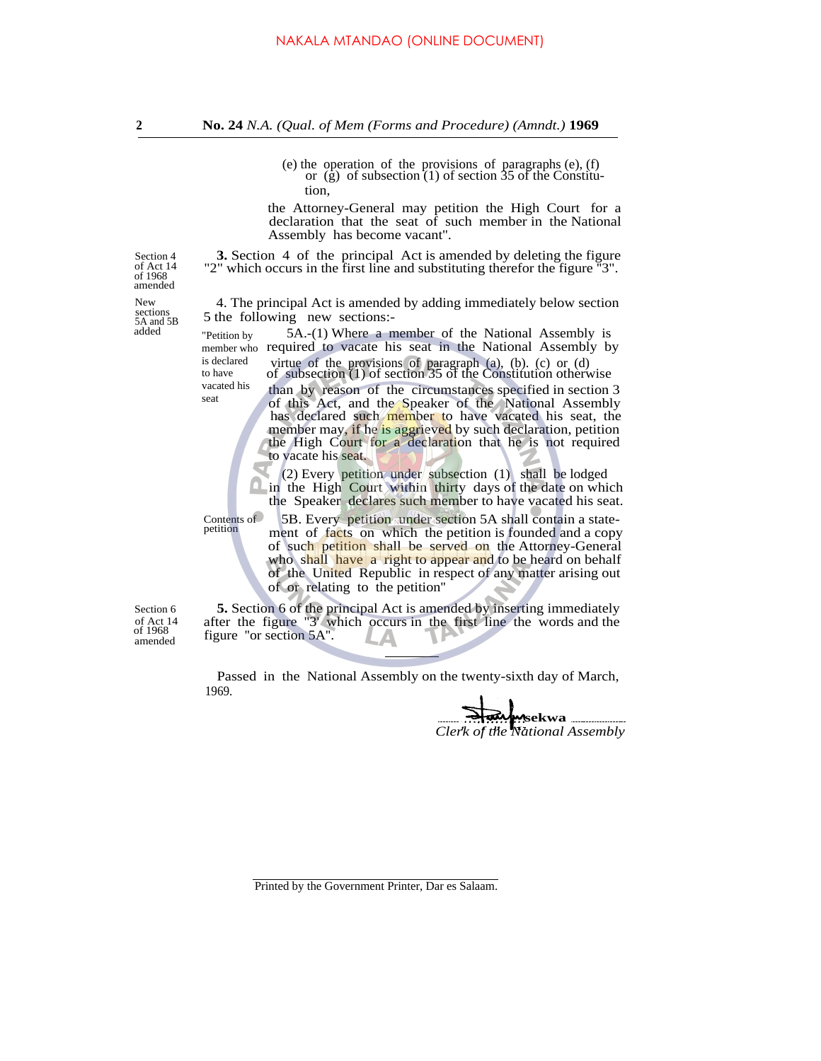(e) the operation of the provisions of paragraphs (e), (f) or (g) of subsection (1) of section 35 of the Constitution,

the Attorney-General may petition the High Court for a declaration that the seat of such member in the National Assembly has become vacant".

Section 4 of Act 14 of 1968 amended

**3.** Section 4 of the principal Act is amended by deleting the figure "2" which occurs in the first line and substituting therefor the figure "3".

New sections 5A and 5B added

4. The principal Act is amended by adding immediately below section 5 the following new sections:-

"Petition by member who is declared to have vacated his seat

5A.-(1) Where a member of the National Assembly is required to vacate his seat in the National Assembly by virtue of the provisions of paragraph (a), (b). (c) or (d) of subsection (1) of section 35 of the Constitution otherwise than by reason of the circumstances specified in section 3 of this Act, and the Speaker of the National Assembly has declared such member to have vacated his seat, the member may, if he is aggrieved by such declaration, petition the High Court for a declaration that he is not required to vacate his seat.

(2) Every petition under subsection (1) shall be lodged in the High Court within thirty days of the date on which the Speaker declares such member to have vacated his seat.

Contents of petition

5B. Every petition under section 5A shall contain a statement of facts on which the petition is founded and a copy of such petition shall be served on the Attorney-General who shall have a right to appear and to be heard on behalf of the United Republic in respect of any matter arising out of or relating to the petition"

Section 6 of Act 14 of 1968 amended

**5.** Section 6 of the principal Act is amended by inserting immediately after the figure "3" which occurs in the first line the words and the figure "or section 5A".

Passed in the National Assembly on the twenty-sixth day of March, 1969.

**...sekwa**
*Clerk of the National Assembly*

Printed by the Government Printer, Dar es Salaam.